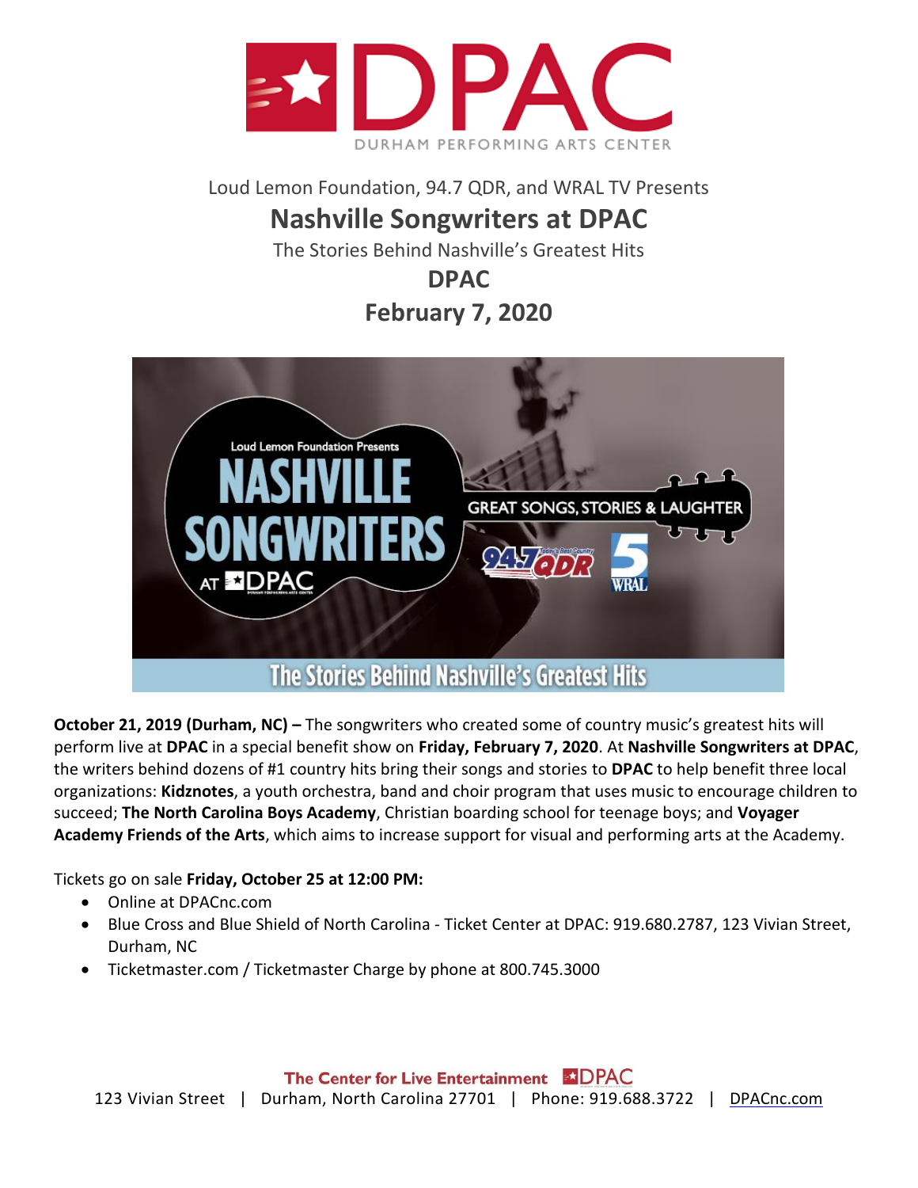Loud Lemon Foundation, 94.7 QDR, and WRAL TV Presents

# Nashville Songwriters at DPAC

The Stories Behind Nashville's Greatest Hits

## DPAC

## February 7, 2020

**October 21, 2019 (Durham, NC) –** The songwriters who created some of country music's greatest hits will perform live at **DPAC** in a special benefit show on **Friday, February 7, 2020**. At **Nashville Songwriters at DPAC**, the writers behind dozens of #1 country hits bring their songs and stories to **DPAC** to help benefit three local organizations: **Kidznotes**, a youth orchestra, band and choir program that uses music to encourage children to succeed; **The North Carolina Boys Academy**, Christian boarding school for teenage boys; and **Voyager Academy Friends of the Arts**, which aims to increase support for visual and performing arts at the Academy.

Tickets go on sale **Friday, October 25 at 12:00 PM:**

- Online at DPACnc.com
- Blue Cross and Blue Shield of North Carolina - Ticket Center at DPAC: 919.680.2787, 123 Vivian Street, Durham, NC
- Ticketmaster.com / Ticketmaster Charge by phone at 800.745.3000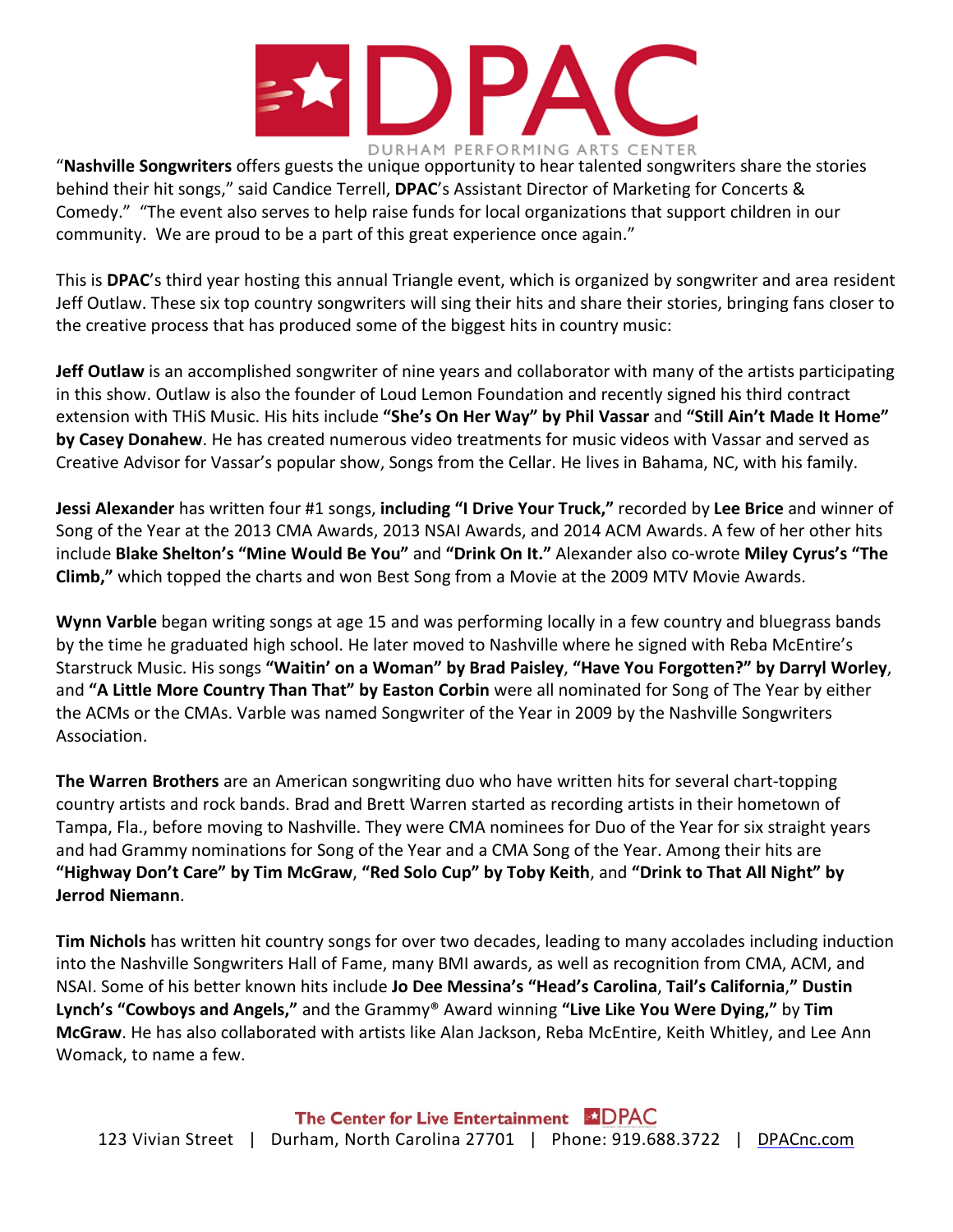"**Nashville Songwriters** offers guests the unique opportunity to hear talented songwriters share the stories behind their hit songs," said Candice Terrell, **DPAC**'s Assistant Director of Marketing for Concerts & Comedy." "The event also serves to help raise funds for local organizations that support children in our community. We are proud to be a part of this great experience once again."

This is **DPAC**'s third year hosting this annual Triangle event, which is organized by songwriter and area resident Jeff Outlaw. These six top country songwriters will sing their hits and share their stories, bringing fans closer to the creative process that has produced some of the biggest hits in country music:

**Jeff Outlaw** is an accomplished songwriter of nine years and collaborator with many of the artists participating in this show. Outlaw is also the founder of Loud Lemon Foundation and recently signed his third contract extension with THiS Music. His hits include **"She's On Her Way" by Phil Vassar** and **"Still Ain't Made It Home" by Casey Donahew**. He has created numerous video treatments for music videos with Vassar and served as Creative Advisor for Vassar's popular show, Songs from the Cellar. He lives in Bahama, NC, with his family.

**Jessi Alexander** has written four #1 songs, **including "I Drive Your Truck,"** recorded by **Lee Brice** and winner of Song of the Year at the 2013 CMA Awards, 2013 NSAI Awards, and 2014 ACM Awards. A few of her other hits include **Blake Shelton's "Mine Would Be You"** and **"Drink On It."** Alexander also co-wrote **Miley Cyrus's "The Climb,"** which topped the charts and won Best Song from a Movie at the 2009 MTV Movie Awards.

**Wynn Varble** began writing songs at age 15 and was performing locally in a few country and bluegrass bands by the time he graduated high school. He later moved to Nashville where he signed with Reba McEntire's Starstruck Music. His songs **"Waitin' on a Woman" by Brad Paisley**, **"Have You Forgotten?" by Darryl Worley**, and **"A Little More Country Than That" by Easton Corbin** were all nominated for Song of The Year by either the ACMs or the CMAs. Varble was named Songwriter of the Year in 2009 by the Nashville Songwriters Association.

**The Warren Brothers** are an American songwriting duo who have written hits for several chart-topping country artists and rock bands. Brad and Brett Warren started as recording artists in their hometown of Tampa, Fla., before moving to Nashville. They were CMA nominees for Duo of the Year for six straight years and had Grammy nominations for Song of the Year and a CMA Song of the Year. Among their hits are **"Highway Don't Care" by Tim McGraw**, **"Red Solo Cup" by Toby Keith**, and **"Drink to That All Night" by Jerrod Niemann**.

**Tim Nichols** has written hit country songs for over two decades, leading to many accolades including induction into the Nashville Songwriters Hall of Fame, many BMI awards, as well as recognition from CMA, ACM, and NSAI. Some of his better known hits include **Jo Dee Messina's "Head's Carolina**, **Tail's California**," **Dustin Lynch's "Cowboys and Angels,"** and the Grammy® Award winning **"Live Like You Were Dying,"** by **Tim McGraw**. He has also collaborated with artists like Alan Jackson, Reba McEntire, Keith Whitley, and Lee Ann Womack, to name a few.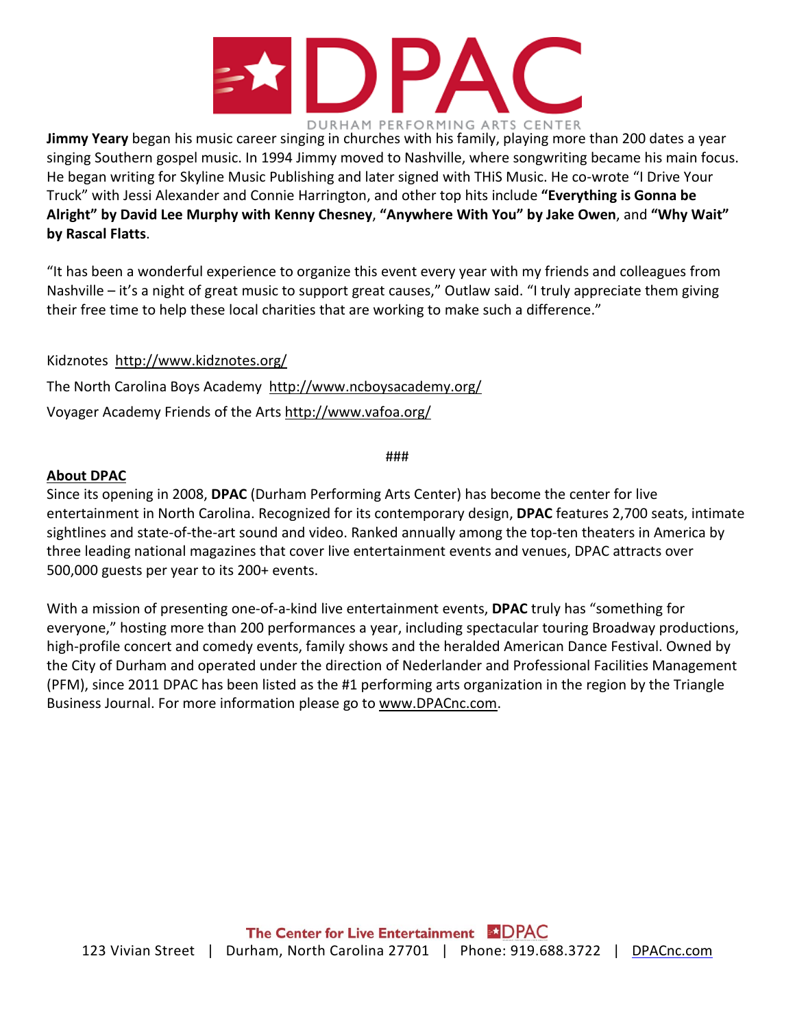**Jimmy Yeary** began his music career singing in churches with his family, playing more than 200 dates a year singing Southern gospel music. In 1994 Jimmy moved to Nashville, where songwriting became his main focus. He began writing for Skyline Music Publishing and later signed with THiS Music. He co-wrote "I Drive Your Truck" with Jessi Alexander and Connie Harrington, and other top hits include **"Everything is Gonna be Alright" by David Lee Murphy with Kenny Chesney**, **"Anywhere With You" by Jake Owen**, and **"Why Wait" by Rascal Flatts**.

"It has been a wonderful experience to organize this event every year with my friends and colleagues from Nashville – it's a night of great music to support great causes," Outlaw said. "I truly appreciate them giving their free time to help these local charities that are working to make such a difference."

Kidznotes http://www.kidznotes.org/

The North Carolina Boys Academy http://www.ncboysacademy.org/

Voyager Academy Friends of the Arts http://www.vafoa.org/

###

**About DPAC**

Since its opening in 2008, **DPAC** (Durham Performing Arts Center) has become the center for live entertainment in North Carolina. Recognized for its contemporary design, **DPAC** features 2,700 seats, intimate sightlines and state-of-the-art sound and video. Ranked annually among the top-ten theaters in America by three leading national magazines that cover live entertainment events and venues, DPAC attracts over 500,000 guests per year to its 200+ events.

With a mission of presenting one-of-a-kind live entertainment events, **DPAC** truly has "something for everyone," hosting more than 200 performances a year, including spectacular touring Broadway productions, high-profile concert and comedy events, family shows and the heralded American Dance Festival. Owned by the City of Durham and operated under the direction of Nederlander and Professional Facilities Management (PFM), since 2011 DPAC has been listed as the #1 performing arts organization in the region by the Triangle Business Journal. For more information please go to www.DPACnc.com.